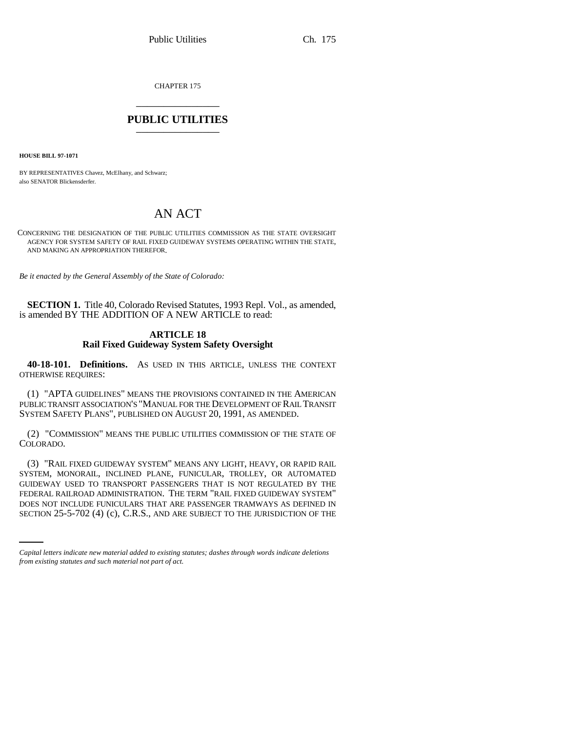CHAPTER 175

# PUBLIC UTILITIES

**HOUSE BILL 97-1071**

BY REPRESENTATIVES Chavez, McElhany, and Schwarz;
also SENATOR Blickensderfer.

# AN ACT

CONCERNING THE DESIGNATION OF THE PUBLIC UTILITIES COMMISSION AS THE STATE OVERSIGHT AGENCY FOR SYSTEM SAFETY OF RAIL FIXED GUIDEWAY SYSTEMS OPERATING WITHIN THE STATE, AND MAKING AN APPROPRIATION THEREFOR.

*Be it enacted by the General Assembly of the State of Colorado:*

**SECTION 1.** Title 40, Colorado Revised Statutes, 1993 Repl. Vol., as amended, is amended BY THE ADDITION OF A NEW ARTICLE to read:

## ARTICLE 18
## Rail Fixed Guideway System Safety Oversight

**40-18-101. Definitions.** AS USED IN THIS ARTICLE, UNLESS THE CONTEXT OTHERWISE REQUIRES:

(1) "APTA GUIDELINES" MEANS THE PROVISIONS CONTAINED IN THE AMERICAN PUBLIC TRANSIT ASSOCIATION'S "MANUAL FOR THE DEVELOPMENT OF RAIL TRANSIT SYSTEM SAFETY PLANS", PUBLISHED ON AUGUST 20, 1991, AS AMENDED.

(2) "COMMISSION" MEANS THE PUBLIC UTILITIES COMMISSION OF THE STATE OF COLORADO.

(3) "RAIL FIXED GUIDEWAY SYSTEM" MEANS ANY LIGHT, HEAVY, OR RAPID RAIL SYSTEM, MONORAIL, INCLINED PLANE, FUNICULAR, TROLLEY, OR AUTOMATED GUIDEWAY USED TO TRANSPORT PASSENGERS THAT IS NOT REGULATED BY THE FEDERAL RAILROAD ADMINISTRATION. THE TERM "RAIL FIXED GUIDEWAY SYSTEM" DOES NOT INCLUDE FUNICULARS THAT ARE PASSENGER TRAMWAYS AS DEFINED IN SECTION 25-5-702 (4) (c), C.R.S., AND ARE SUBJECT TO THE JURISDICTION OF THE

*Capital letters indicate new material added to existing statutes; dashes through words indicate deletions from existing statutes and such material not part of act.*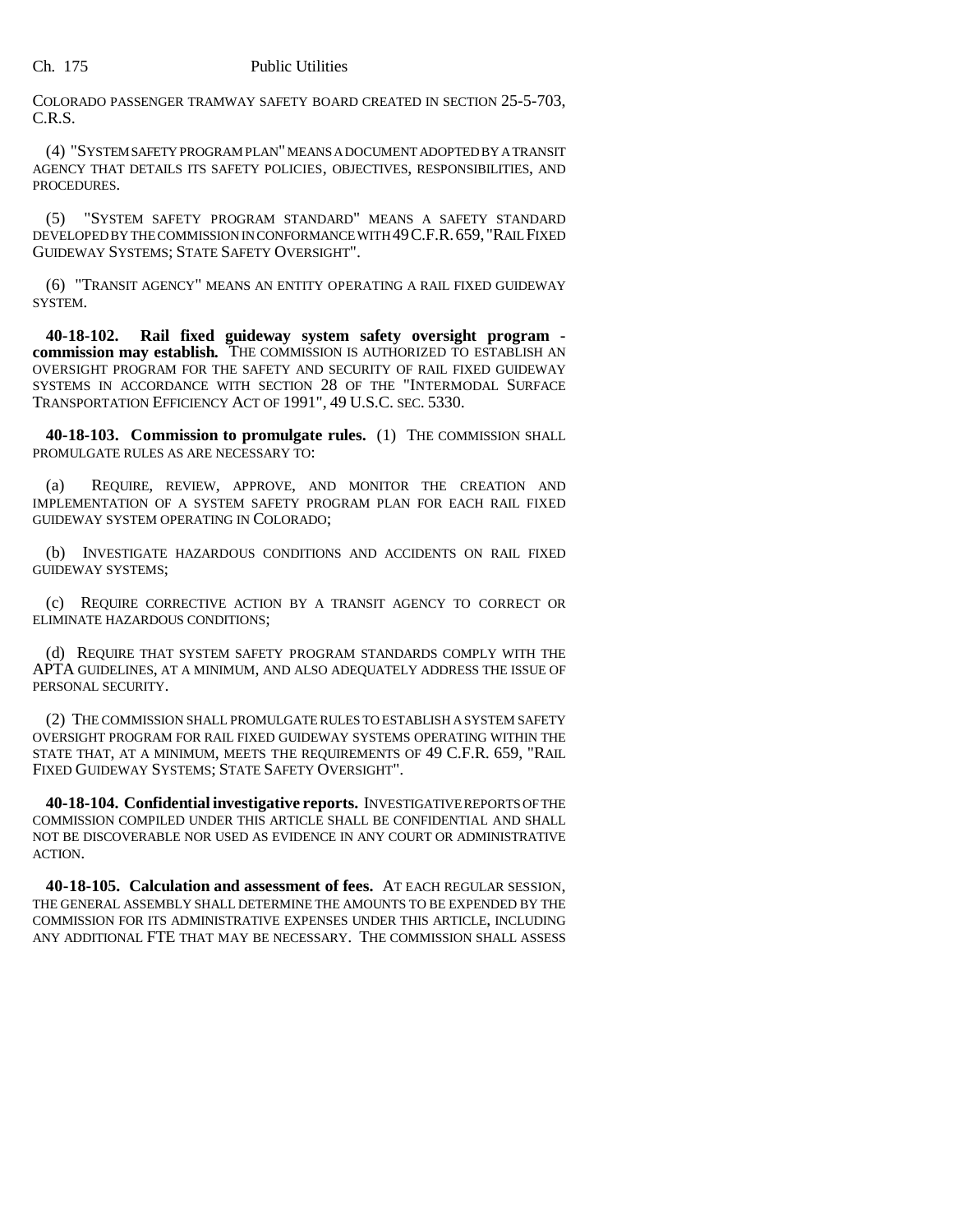COLORADO PASSENGER TRAMWAY SAFETY BOARD CREATED IN SECTION 25-5-703, C.R.S.

(4) "SYSTEM SAFETY PROGRAM PLAN" MEANS A DOCUMENT ADOPTED BY A TRANSIT AGENCY THAT DETAILS ITS SAFETY POLICIES, OBJECTIVES, RESPONSIBILITIES, AND PROCEDURES.

(5) "SYSTEM SAFETY PROGRAM STANDARD" MEANS A SAFETY STANDARD DEVELOPED BY THE COMMISSION IN CONFORMANCE WITH 49 C.F.R. 659, "RAIL FIXED GUIDEWAY SYSTEMS; STATE SAFETY OVERSIGHT".

(6) "TRANSIT AGENCY" MEANS AN ENTITY OPERATING A RAIL FIXED GUIDEWAY SYSTEM.

**40-18-102. Rail fixed guideway system safety oversight program - commission may establish.** THE COMMISSION IS AUTHORIZED TO ESTABLISH AN OVERSIGHT PROGRAM FOR THE SAFETY AND SECURITY OF RAIL FIXED GUIDEWAY SYSTEMS IN ACCORDANCE WITH SECTION 28 OF THE "INTERMODAL SURFACE TRANSPORTATION EFFICIENCY ACT OF 1991", 49 U.S.C. SEC. 5330.

**40-18-103. Commission to promulgate rules.** (1) THE COMMISSION SHALL PROMULGATE RULES AS ARE NECESSARY TO:

(a) REQUIRE, REVIEW, APPROVE, AND MONITOR THE CREATION AND IMPLEMENTATION OF A SYSTEM SAFETY PROGRAM PLAN FOR EACH RAIL FIXED GUIDEWAY SYSTEM OPERATING IN COLORADO;

(b) INVESTIGATE HAZARDOUS CONDITIONS AND ACCIDENTS ON RAIL FIXED GUIDEWAY SYSTEMS;

(c) REQUIRE CORRECTIVE ACTION BY A TRANSIT AGENCY TO CORRECT OR ELIMINATE HAZARDOUS CONDITIONS;

(d) REQUIRE THAT SYSTEM SAFETY PROGRAM STANDARDS COMPLY WITH THE APTA GUIDELINES, AT A MINIMUM, AND ALSO ADEQUATELY ADDRESS THE ISSUE OF PERSONAL SECURITY.

(2) THE COMMISSION SHALL PROMULGATE RULES TO ESTABLISH A SYSTEM SAFETY OVERSIGHT PROGRAM FOR RAIL FIXED GUIDEWAY SYSTEMS OPERATING WITHIN THE STATE THAT, AT A MINIMUM, MEETS THE REQUIREMENTS OF 49 C.F.R. 659, "RAIL FIXED GUIDEWAY SYSTEMS; STATE SAFETY OVERSIGHT".

**40-18-104. Confidential investigative reports.** INVESTIGATIVE REPORTS OF THE COMMISSION COMPILED UNDER THIS ARTICLE SHALL BE CONFIDENTIAL AND SHALL NOT BE DISCOVERABLE NOR USED AS EVIDENCE IN ANY COURT OR ADMINISTRATIVE ACTION.

**40-18-105. Calculation and assessment of fees.** AT EACH REGULAR SESSION, THE GENERAL ASSEMBLY SHALL DETERMINE THE AMOUNTS TO BE EXPENDED BY THE COMMISSION FOR ITS ADMINISTRATIVE EXPENSES UNDER THIS ARTICLE, INCLUDING ANY ADDITIONAL FTE THAT MAY BE NECESSARY. THE COMMISSION SHALL ASSESS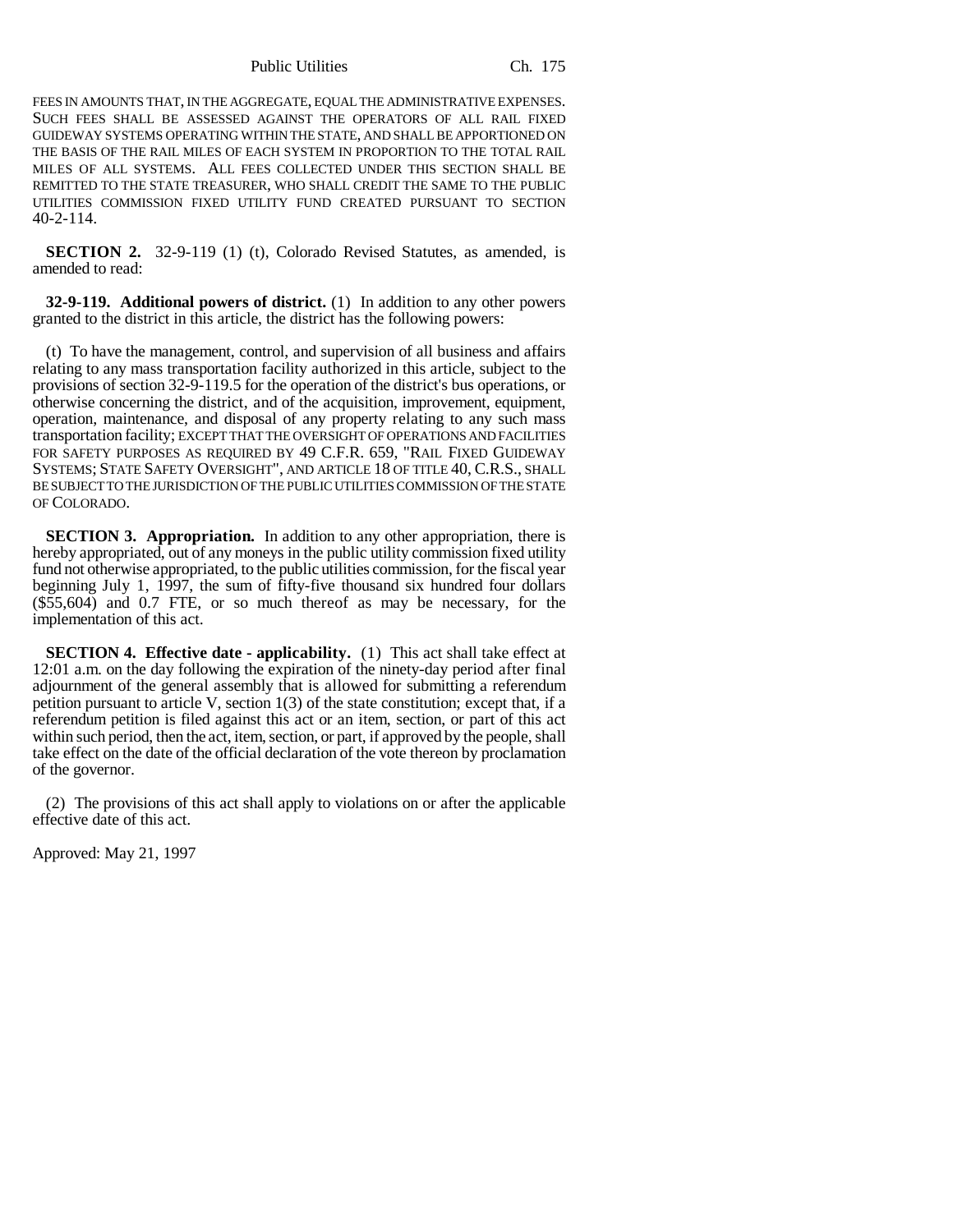FEES IN AMOUNTS THAT, IN THE AGGREGATE, EQUAL THE ADMINISTRATIVE EXPENSES. SUCH FEES SHALL BE ASSESSED AGAINST THE OPERATORS OF ALL RAIL FIXED GUIDEWAY SYSTEMS OPERATING WITHIN THE STATE, AND SHALL BE APPORTIONED ON THE BASIS OF THE RAIL MILES OF EACH SYSTEM IN PROPORTION TO THE TOTAL RAIL MILES OF ALL SYSTEMS. ALL FEES COLLECTED UNDER THIS SECTION SHALL BE REMITTED TO THE STATE TREASURER, WHO SHALL CREDIT THE SAME TO THE PUBLIC UTILITIES COMMISSION FIXED UTILITY FUND CREATED PURSUANT TO SECTION 40-2-114.

**SECTION 2.** 32-9-119 (1) (t), Colorado Revised Statutes, as amended, is amended to read:

**32-9-119. Additional powers of district.** (1) In addition to any other powers granted to the district in this article, the district has the following powers:

(t) To have the management, control, and supervision of all business and affairs relating to any mass transportation facility authorized in this article, subject to the provisions of section 32-9-119.5 for the operation of the district's bus operations, or otherwise concerning the district, and of the acquisition, improvement, equipment, operation, maintenance, and disposal of any property relating to any such mass transportation facility; EXCEPT THAT THE OVERSIGHT OF OPERATIONS AND FACILITIES FOR SAFETY PURPOSES AS REQUIRED BY 49 C.F.R. 659, "RAIL FIXED GUIDEWAY SYSTEMS; STATE SAFETY OVERSIGHT", AND ARTICLE 18 OF TITLE 40, C.R.S., SHALL BE SUBJECT TO THE JURISDICTION OF THE PUBLIC UTILITIES COMMISSION OF THE STATE OF COLORADO.

**SECTION 3. Appropriation.** In addition to any other appropriation, there is hereby appropriated, out of any moneys in the public utility commission fixed utility fund not otherwise appropriated, to the public utilities commission, for the fiscal year beginning July 1, 1997, the sum of fifty-five thousand six hundred four dollars ($55,604) and 0.7 FTE, or so much thereof as may be necessary, for the implementation of this act.

**SECTION 4. Effective date - applicability.** (1) This act shall take effect at 12:01 a.m. on the day following the expiration of the ninety-day period after final adjournment of the general assembly that is allowed for submitting a referendum petition pursuant to article V, section 1(3) of the state constitution; except that, if a referendum petition is filed against this act or an item, section, or part of this act within such period, then the act, item, section, or part, if approved by the people, shall take effect on the date of the official declaration of the vote thereon by proclamation of the governor.

(2) The provisions of this act shall apply to violations on or after the applicable effective date of this act.

Approved: May 21, 1997